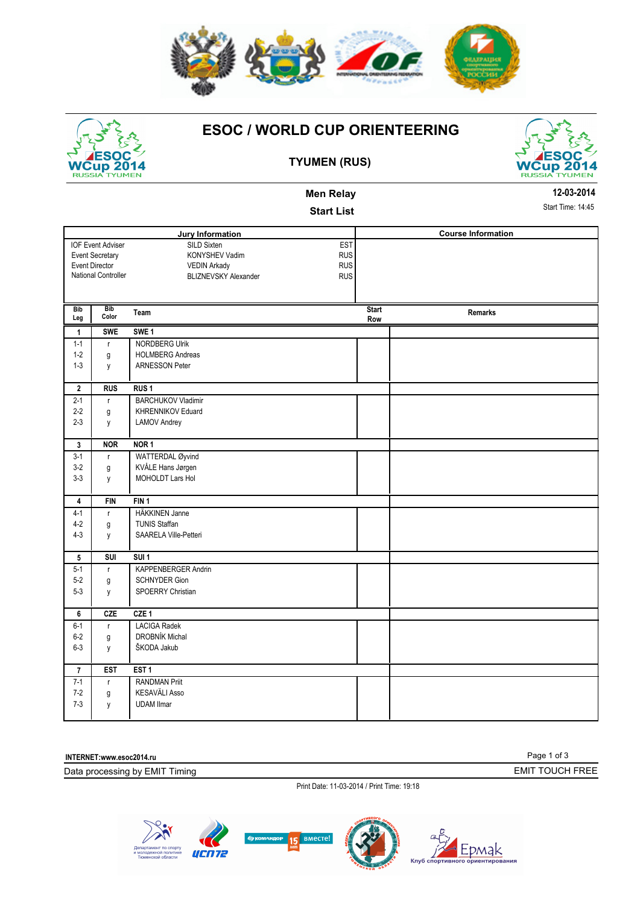# ESOC / WORLD CUP ORIENTEERING

## TYUMEN (RUS)

### Men Relay

### Start List

12-03-2014

Start Time: 14:45

| Jury Information | | |
|---|---|---|
| IOF Event Adviser | SILD Sixten | EST |
| Event Secretary | KONYSHEV Vadim | RUS |
| Event Director | VEDIN Arkady | RUS |
| National Controller | BLIZNEVSKY Alexander | RUS |

**Course Information**

| Bib Leg | Bib Color | Team | Start Row | Remarks |
|---|---|---|---|---|
| **1** | **SWE** | **SWE 1** | | |
| 1-1 | r | NORDBERG Ulrik | | |
| 1-2 | g | HOLMBERG Andreas | | |
| 1-3 | y | ARNESSON Peter | | |
| **2** | **RUS** | **RUS 1** | | |
| 2-1 | r | BARCHUKOV Vladimir | | |
| 2-2 | g | KHRENNIKOV Eduard | | |
| 2-3 | y | LAMOV Andrey | | |
| **3** | **NOR** | **NOR 1** | | |
| 3-1 | r | WATTERDAL Øyvind | | |
| 3-2 | g | KVÅLE Hans Jørgen | | |
| 3-3 | y | MOHOLDT Lars Hol | | |
| **4** | **FIN** | **FIN 1** | | |
| 4-1 | r | HÄKKINEN Janne | | |
| 4-2 | g | TUNIS Staffan | | |
| 4-3 | y | SAARELA Ville-Petteri | | |
| **5** | **SUI** | **SUI 1** | | |
| 5-1 | r | KAPPENBERGER Andrin | | |
| 5-2 | g | SCHNYDER Gion | | |
| 5-3 | y | SPOERRY Christian | | |
| **6** | **CZE** | **CZE 1** | | |
| 6-1 | r | LACIGA Radek | | |
| 6-2 | g | DROBNÍK Michal | | |
| 6-3 | y | ŠKODA Jakub | | |
| **7** | **EST** | **EST 1** | | |
| 7-1 | r | RANDMAN Priit | | |
| 7-2 | g | KESAVÄLI Asso | | |
| 7-3 | y | UDAM Ilmar | | |

INTERNET:www.esoc2014.ru

Data processing by EMIT Timing

EMIT TOUCH FREE

Print Date: 11-03-2014 / Print Time: 19:18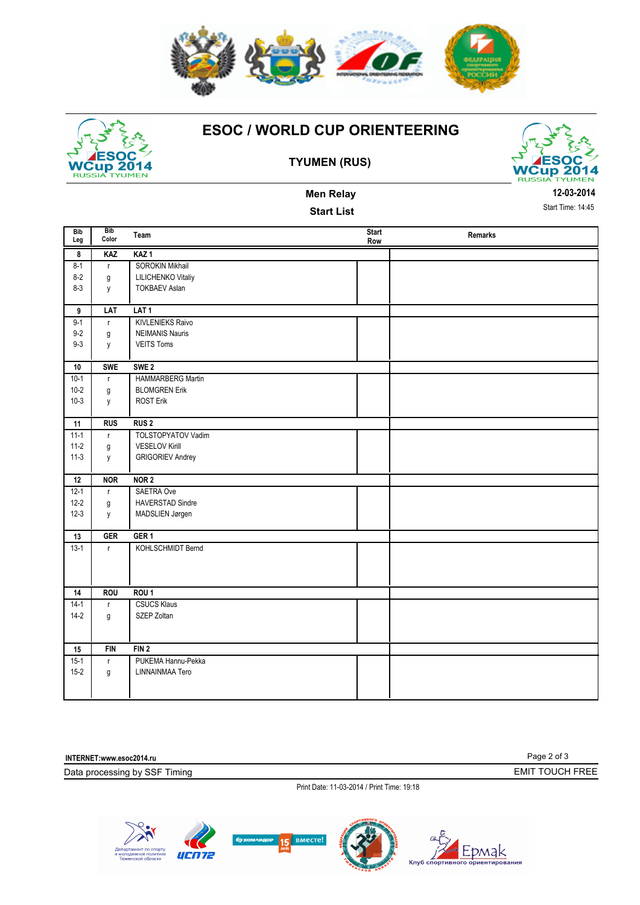# ESOC / WORLD CUP ORIENTEERING

## TYUMEN (RUS)

### Men Relay

### Start List

12-03-2014

Start Time: 14:45

| Bib Leg | Bib Color | Team | Start Row | Remarks |
|---|---|---|---|---|
| **8** | **KAZ** | **KAZ 1** | | |
| 8-1 | r | SOROKIN Mikhail | | |
| 8-2 | g | LILICHENKO Vitaliy | | |
| 8-3 | y | TOKBAEV Aslan | | |
| **9** | **LAT** | **LAT 1** | | |
| 9-1 | r | KIVLENIEKS Raivo | | |
| 9-2 | g | NEIMANIS Nauris | | |
| 9-3 | y | VEITS Toms | | |
| **10** | **SWE** | **SWE 2** | | |
| 10-1 | r | HAMMARBERG Martin | | |
| 10-2 | g | BLOMGREN Erik | | |
| 10-3 | y | ROST Erik | | |
| **11** | **RUS** | **RUS 2** | | |
| 11-1 | r | TOLSTOPYATOV Vadim | | |
| 11-2 | g | VESELOV Kirill | | |
| 11-3 | y | GRIGORIEV Andrey | | |
| **12** | **NOR** | **NOR 2** | | |
| 12-1 | r | SAETRA Ove | | |
| 12-2 | g | HAVERSTAD Sindre | | |
| 12-3 | y | MADSLIEN Jørgen | | |
| **13** | **GER** | **GER 1** | | |
| 13-1 | r | KOHLSCHMIDT Bernd | | |
| **14** | **ROU** | **ROU 1** | | |
| 14-1 | r | CSUCS Klaus | | |
| 14-2 | g | SZEP Zoltan | | |
| **15** | **FIN** | **FIN 2** | | |
| 15-1 | r | PUKEMA Hannu-Pekka | | |
| 15-2 | g | LINNAINMAA Tero | | |

INTERNET:www.esoc2014.ru

Data processing by SSF Timing

EMIT TOUCH FREE

Print Date: 11-03-2014 / Print Time: 19:18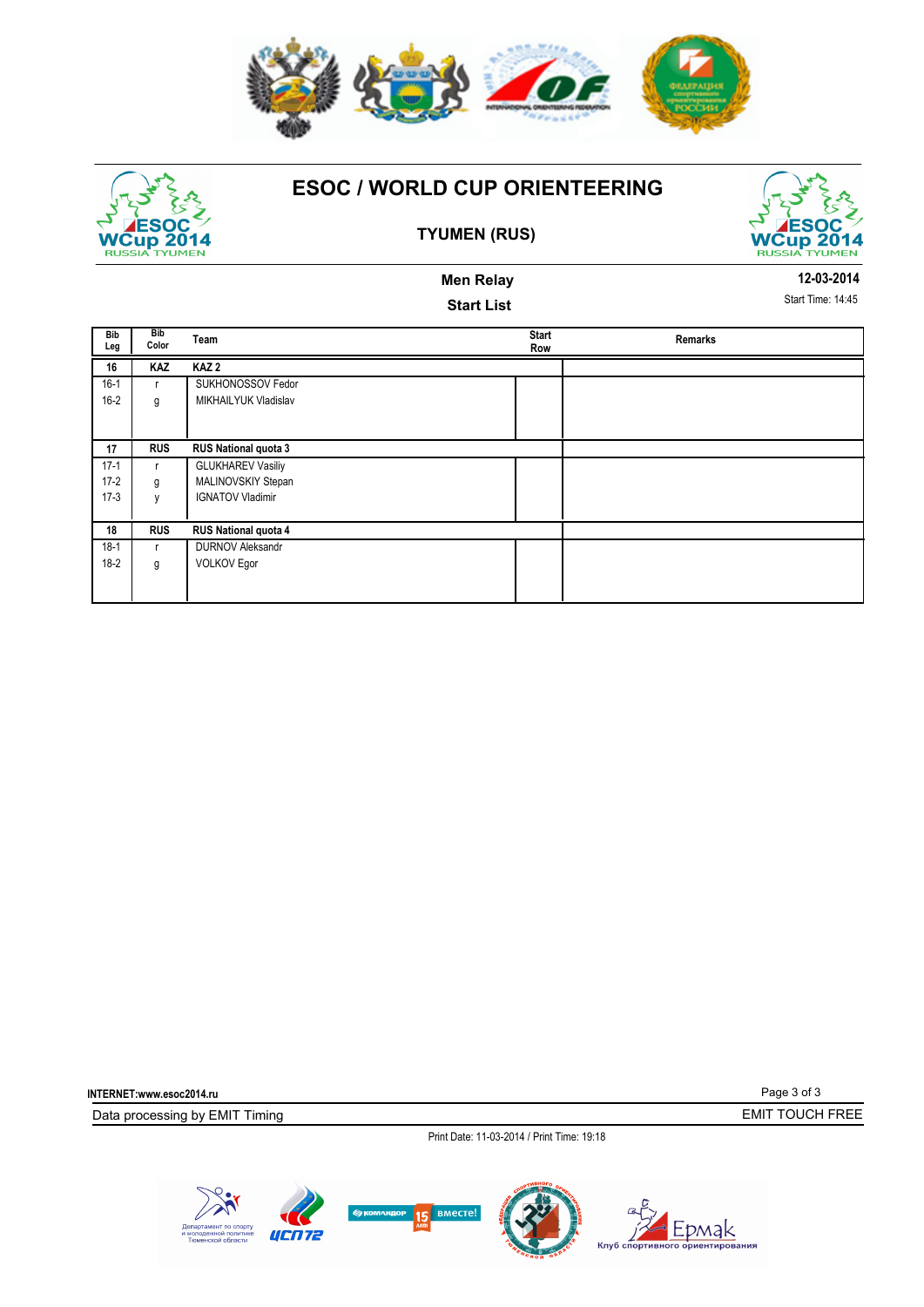# ESOC / WORLD CUP ORIENTEERING

## TYUMEN (RUS)

**Men Relay**

**12-03-2014**

**Start List**

Start Time: 14:45

| Bib Leg | Bib Color | Team | Start Row | Remarks |
|---|---|---|---|---|
| **16** | **KAZ** | **KAZ 2** | | |
| 16-1 | r | SUKHONOSSOV Fedor | | |
| 16-2 | g | MIKHAILYUK Vladislav | | |
| **17** | **RUS** | **RUS National quota 3** | | |
| 17-1 | r | GLUKHAREV Vasiliy | | |
| 17-2 | g | MALINOVSKIY Stepan | | |
| 17-3 | y | IGNATOV Vladimir | | |
| **18** | **RUS** | **RUS National quota 4** | | |
| 18-1 | r | DURNOV Aleksandr | | |
| 18-2 | g | VOLKOV Egor | | |

INTERNET:www.esoc2014.ru

Data processing by EMIT Timing

EMIT TOUCH FREE

Print Date: 11-03-2014 / Print Time: 19:18